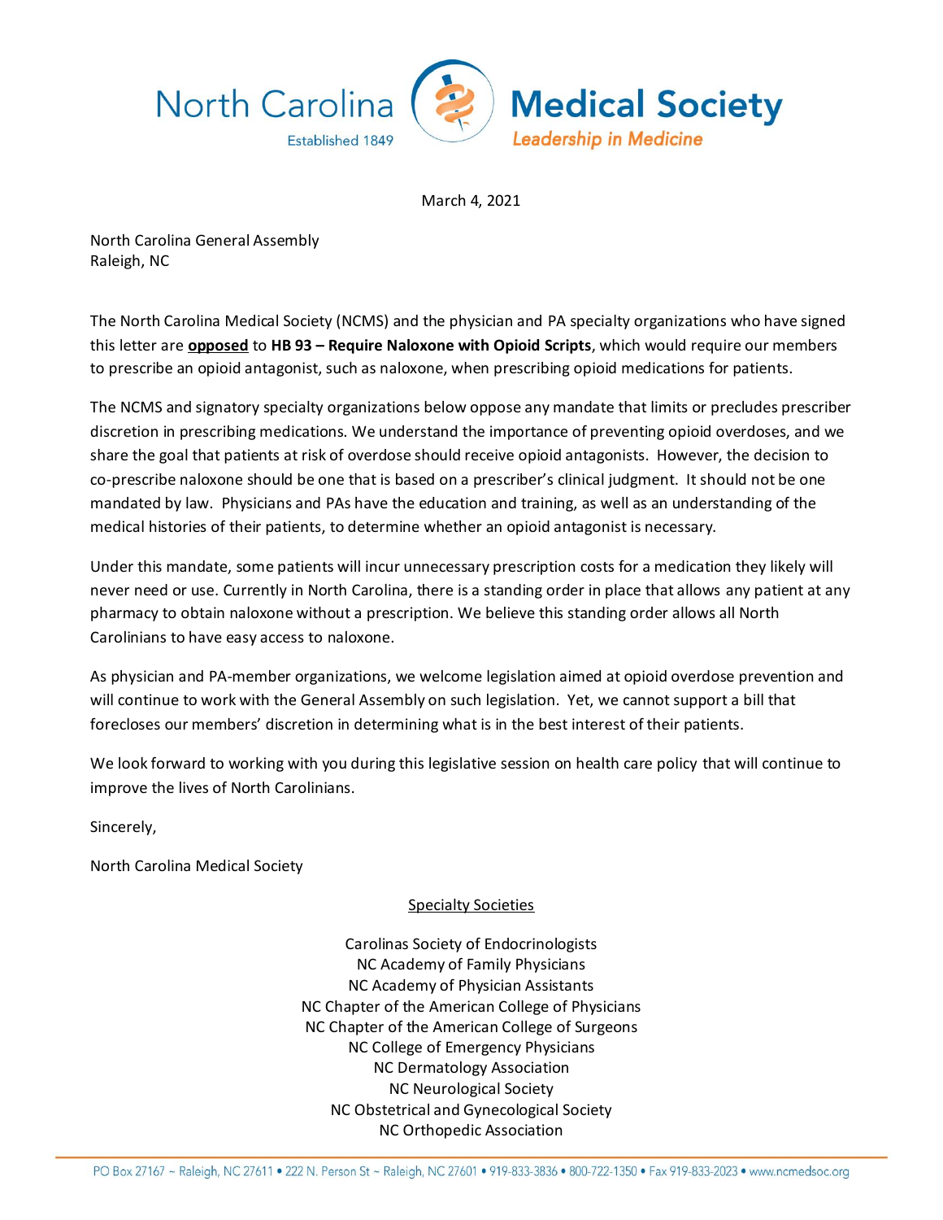# North Carolina Medical Society

Established 1849

*Leadership in Medicine*

March 4, 2021

North Carolina General Assembly
Raleigh, NC

The North Carolina Medical Society (NCMS) and the physician and PA specialty organizations who have signed this letter are **opposed** to **HB 93 – Require Naloxone with Opioid Scripts**, which would require our members to prescribe an opioid antagonist, such as naloxone, when prescribing opioid medications for patients.

The NCMS and signatory specialty organizations below oppose any mandate that limits or precludes prescriber discretion in prescribing medications. We understand the importance of preventing opioid overdoses, and we share the goal that patients at risk of overdose should receive opioid antagonists. However, the decision to co-prescribe naloxone should be one that is based on a prescriber's clinical judgment. It should not be one mandated by law. Physicians and PAs have the education and training, as well as an understanding of the medical histories of their patients, to determine whether an opioid antagonist is necessary.

Under this mandate, some patients will incur unnecessary prescription costs for a medication they likely will never need or use. Currently in North Carolina, there is a standing order in place that allows any patient at any pharmacy to obtain naloxone without a prescription. We believe this standing order allows all North Carolinians to have easy access to naloxone.

As physician and PA-member organizations, we welcome legislation aimed at opioid overdose prevention and will continue to work with the General Assembly on such legislation. Yet, we cannot support a bill that forecloses our members' discretion in determining what is in the best interest of their patients.

We look forward to working with you during this legislative session on health care policy that will continue to improve the lives of North Carolinians.

Sincerely,

North Carolina Medical Society

Specialty Societies

Carolinas Society of Endocrinologists
NC Academy of Family Physicians
NC Academy of Physician Assistants
NC Chapter of the American College of Physicians
NC Chapter of the American College of Surgeons
NC College of Emergency Physicians
NC Dermatology Association
NC Neurological Society
NC Obstetrical and Gynecological Society
NC Orthopedic Association

PO Box 27167 ~ Raleigh, NC 27611 • 222 N. Person St ~ Raleigh, NC 27601 • 919-833-3836 • 800-722-1350 • Fax 919-833-2023 • www.ncmedsoc.org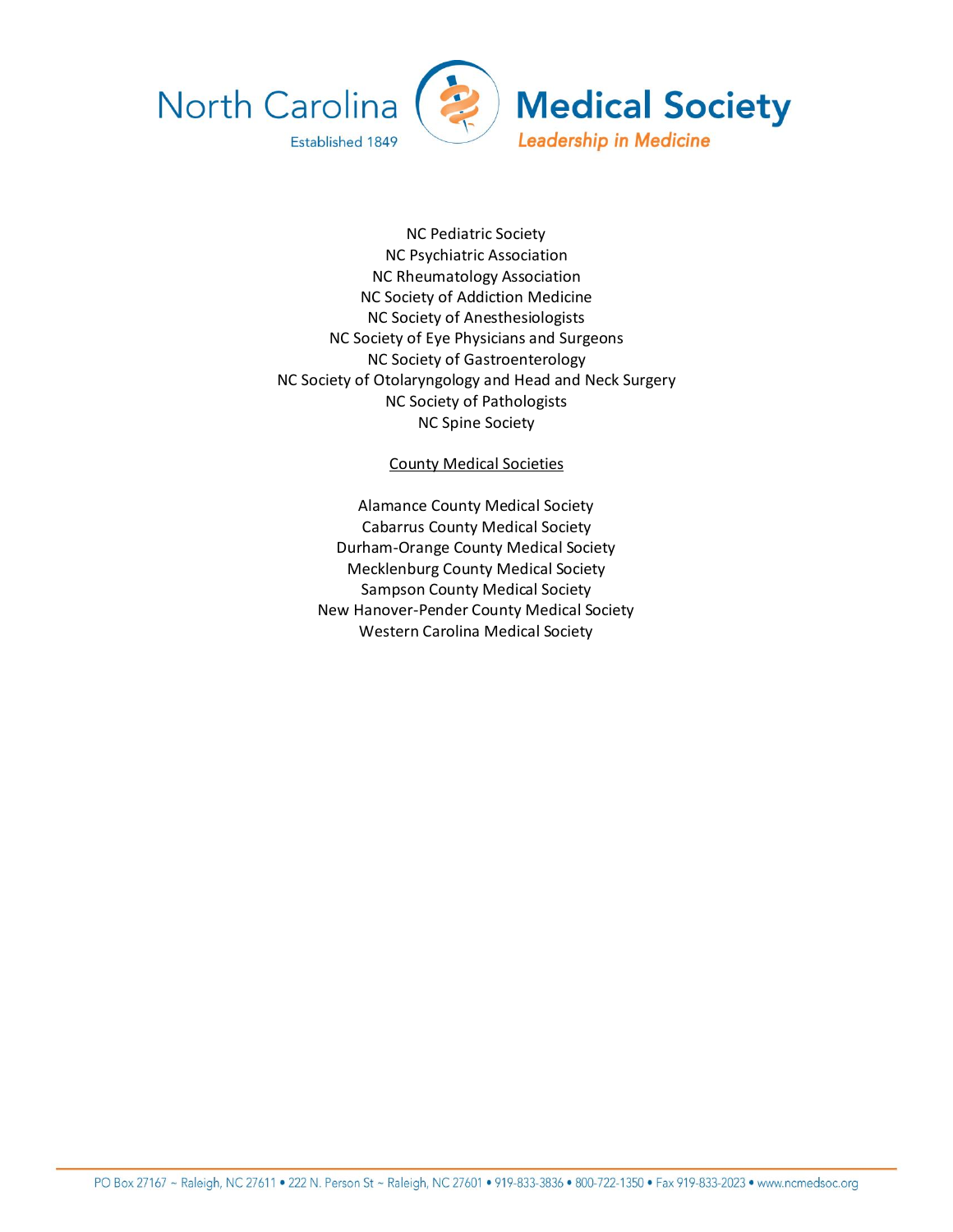NC Pediatric Society
NC Psychiatric Association
NC Rheumatology Association
NC Society of Addiction Medicine
NC Society of Anesthesiologists
NC Society of Eye Physicians and Surgeons
NC Society of Gastroenterology
NC Society of Otolaryngology and Head and Neck Surgery
NC Society of Pathologists
NC Spine Society

County Medical Societies

Alamance County Medical Society
Cabarrus County Medical Society
Durham-Orange County Medical Society
Mecklenburg County Medical Society
Sampson County Medical Society
New Hanover-Pender County Medical Society
Western Carolina Medical Society